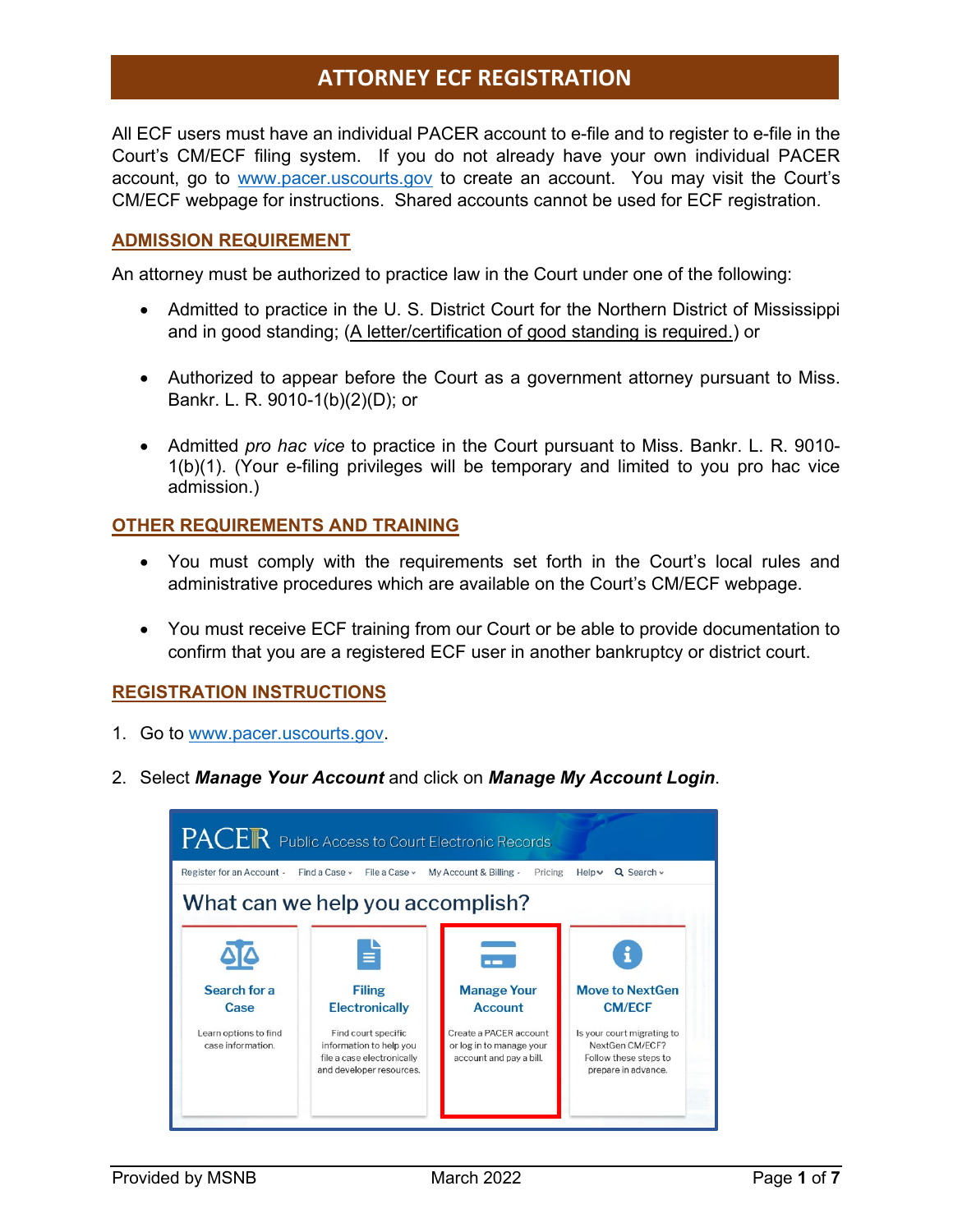# ATTORNEY ECF REGISTRATION

All ECF users must have an individual PACER account to e-file and to register to e-file in the Court's CM/ECF filing system. If you do not already have your own individual PACER account, go to www.pacer.uscourts.gov to create an account. You may visit the Court's CM/ECF webpage for instructions. Shared accounts cannot be used for ECF registration.

## ADMISSION REQUIREMENT

An attorney must be authorized to practice law in the Court under one of the following:

- Admitted to practice in the U. S. District Court for the Northern District of Mississippi and in good standing; (A letter/certification of good standing is required.) or
- Authorized to appear before the Court as a government attorney pursuant to Miss. Bankr. L. R. 9010-1(b)(2)(D); or
- Admitted *pro hac vice* to practice in the Court pursuant to Miss. Bankr. L. R. 9010-1(b)(1). (Your e-filing privileges will be temporary and limited to you pro hac vice admission.)

## OTHER REQUIREMENTS AND TRAINING

- You must comply with the requirements set forth in the Court's local rules and administrative procedures which are available on the Court's CM/ECF webpage.
- You must receive ECF training from our Court or be able to provide documentation to confirm that you are a registered ECF user in another bankruptcy or district court.

## REGISTRATION INSTRUCTIONS

1. Go to www.pacer.uscourts.gov.
2. Select ***Manage Your Account*** and click on ***Manage My Account Login***.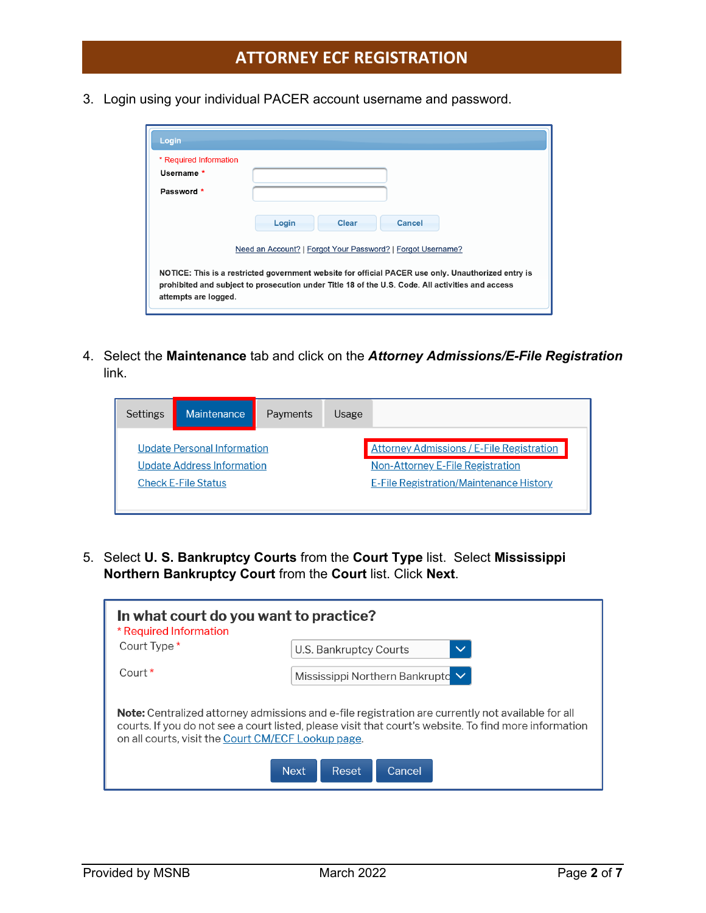# ATTORNEY ECF REGISTRATION

3. Login using your individual PACER account username and password.

Login

* Required Information

Username *

Password *

Login | Clear | Cancel

Need an Account? | Forgot Your Password? | Forgot Username?

NOTICE: This is a restricted government website for official PACER use only. Unauthorized entry is prohibited and subject to prosecution under Title 18 of the U.S. Code. All activities and access attempts are logged.

4. Select the **Maintenance** tab and click on the ***Attorney Admissions/E-File Registration*** link.

Settings | Maintenance | Payments | Usage

Update Personal Information
Update Address Information
Check E-File Status
Attorney Admissions / E-File Registration
Non-Attorney E-File Registration
E-File Registration/Maintenance History

5. Select **U. S. Bankruptcy Courts** from the **Court Type** list. Select **Mississippi Northern Bankruptcy Court** from the **Court** list. Click **Next**.

In what court do you want to practice?

* Required Information

Court Type * U.S. Bankruptcy Courts

Court * Mississippi Northern Bankrupto

**Note:** Centralized attorney admissions and e-file registration are currently not available for all courts. If you do not see a court listed, please visit that court's website. To find more information on all courts, visit the Court CM/ECF Lookup page.

Next | Reset | Cancel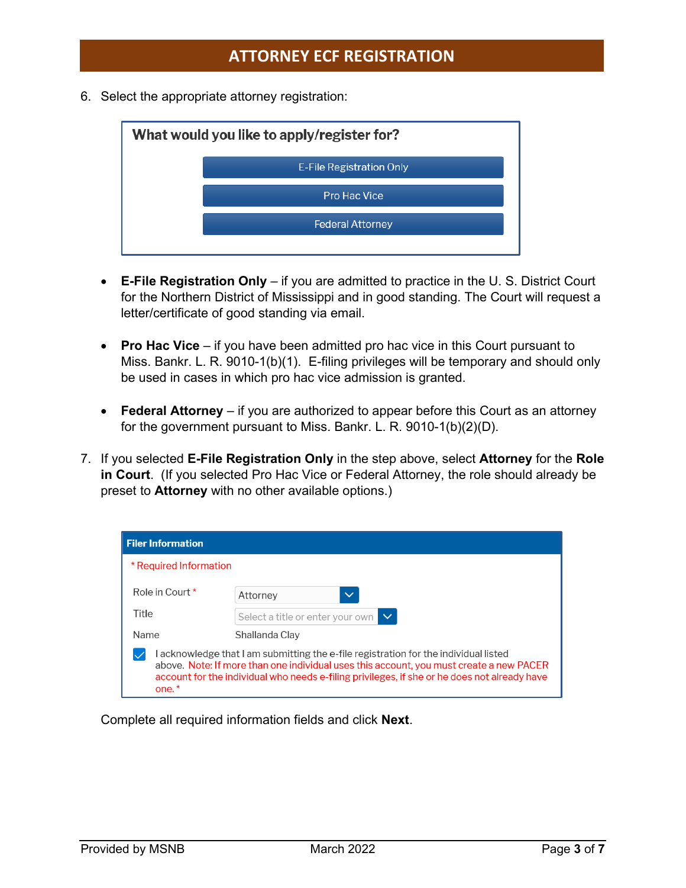## ATTORNEY ECF REGISTRATION

6. Select the appropriate attorney registration:

**What would you like to apply/register for?**

- E-File Registration Only
- Pro Hac Vice
- Federal Attorney

- **E-File Registration Only** – if you are admitted to practice in the U. S. District Court for the Northern District of Mississippi and in good standing. The Court will request a letter/certificate of good standing via email.

- **Pro Hac Vice** – if you have been admitted pro hac vice in this Court pursuant to Miss. Bankr. L. R. 9010-1(b)(1). E-filing privileges will be temporary and should only be used in cases in which pro hac vice admission is granted.

- **Federal Attorney** – if you are authorized to appear before this Court as an attorney for the government pursuant to Miss. Bankr. L. R. 9010-1(b)(2)(D).

7. If you selected **E-File Registration Only** in the step above, select **Attorney** for the **Role in Court**. (If you selected Pro Hac Vice or Federal Attorney, the role should already be preset to **Attorney** with no other available options.)

**Filer Information**

\* Required Information

| | |
|---|---|
| Role in Court * | Attorney |
| Title | Select a title or enter your own |
| Name | Shallanda Clay |

☑ I acknowledge that I am submitting the e-file registration for the individual listed above. Note: If more than one individual uses this account, you must create a new PACER account for the individual who needs e-filing privileges, if she or he does not already have one. *

Complete all required information fields and click **Next**.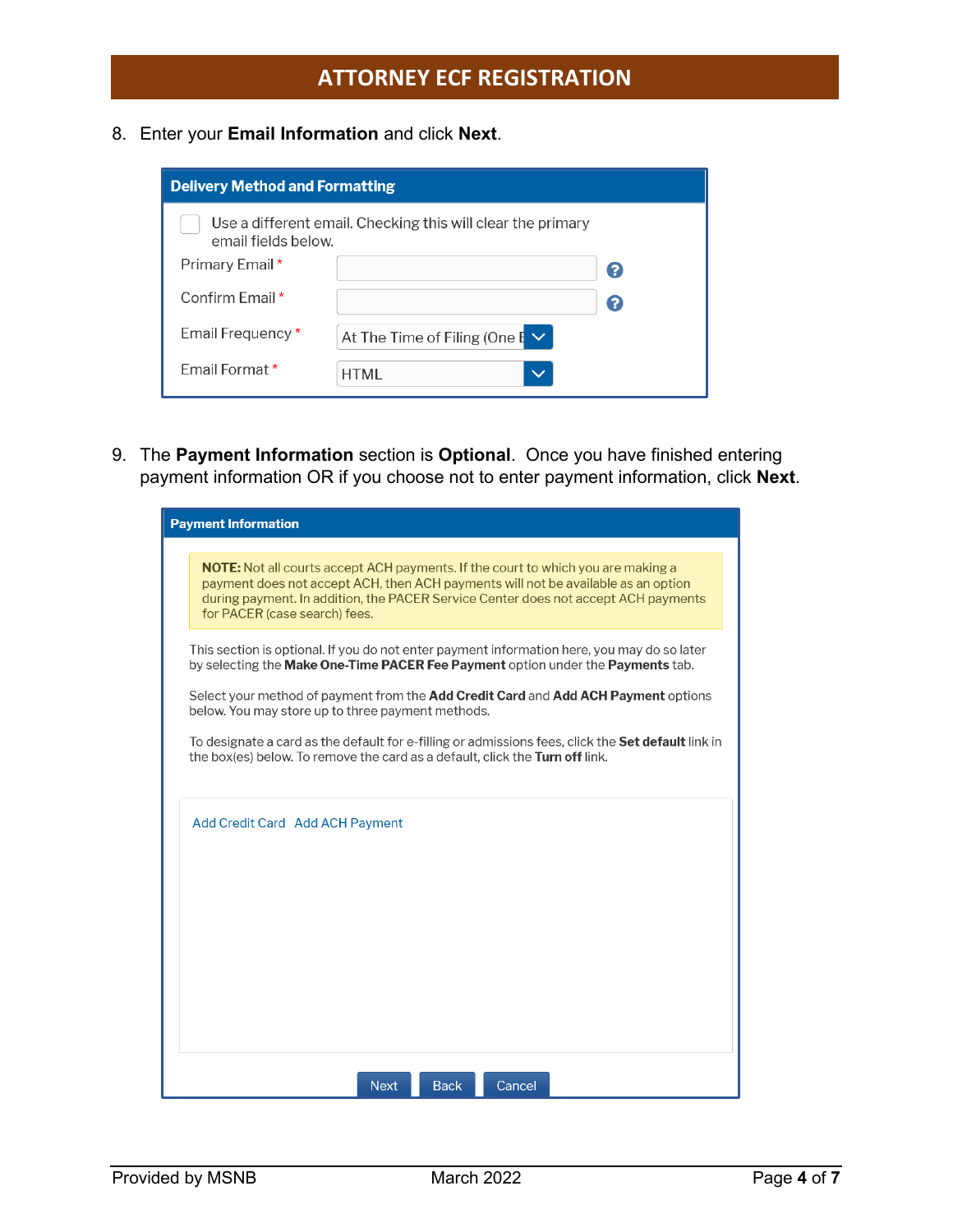## ATTORNEY ECF REGISTRATION

8. Enter your **Email Information** and click **Next**.

**Delivery Method and Formatting**

☐ Use a different email. Checking this will clear the primary email fields below.

Primary Email *

Confirm Email *

Email Frequency * At The Time of Filing (One E

Email Format * HTML

9. The **Payment Information** section is **Optional**. Once you have finished entering payment information OR if you choose not to enter payment information, click **Next**.

**Payment Information**

**NOTE:** Not all courts accept ACH payments. If the court to which you are making a payment does not accept ACH, then ACH payments will not be available as an option during payment. In addition, the PACER Service Center does not accept ACH payments for PACER (case search) fees.

This section is optional. If you do not enter payment information here, you may do so later by selecting the **Make One-Time PACER Fee Payment** option under the **Payments** tab.

Select your method of payment from the **Add Credit Card** and **Add ACH Payment** options below. You may store up to three payment methods.

To designate a card as the default for e-filling or admissions fees, click the **Set default** link in the box(es) below. To remove the card as a default, click the **Turn off** link.

Add Credit Card Add ACH Payment

Next Back Cancel

Provided by MSNB March 2022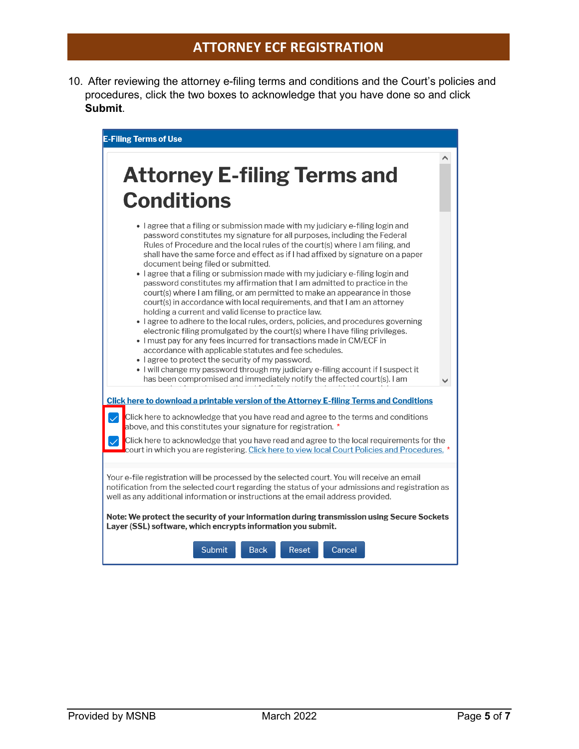## ATTORNEY ECF REGISTRATION

10. After reviewing the attorney e-filing terms and conditions and the Court's policies and procedures, click the two boxes to acknowledge that you have done so and click **Submit**.

**E-Filing Terms of Use**

# Attorney E-filing Terms and Conditions

- I agree that a filing or submission made with my judiciary e-filing login and password constitutes my signature for all purposes, including the Federal Rules of Procedure and the local rules of the court(s) where I am filing, and shall have the same force and effect as if I had affixed by signature on a paper document being filed or submitted.
- I agree that a filing or submission made with my judiciary e-filing login and password constitutes my affirmation that I am admitted to practice in the court(s) where I am filing, or am permitted to make an appearance in those court(s) in accordance with local requirements, and that I am an attorney holding a current and valid license to practice law.
- I agree to adhere to the local rules, orders, policies, and procedures governing electronic filing promulgated by the court(s) where I have filing privileges.
- I must pay for any fees incurred for transactions made in CM/ECF in accordance with applicable statutes and fee schedules.
- I agree to protect the security of my password.
- I will change my password through my judiciary e-filing account if I suspect it has been compromised and immediately notify the affected court(s). I am

**Click here to download a printable version of the Attorney E-filing Terms and Conditions**

☑ Click here to acknowledge that you have read and agree to the terms and conditions above, and this constitutes your signature for registration. *

☑ Click here to acknowledge that you have read and agree to the local requirements for the court in which you are registering. Click here to view local Court Policies and Procedures. *

Your e-file registration will be processed by the selected court. You will receive an email notification from the selected court regarding the status of your admissions and registration as well as any additional information or instructions at the email address provided.

**Note: We protect the security of your information during transmission using Secure Sockets Layer (SSL) software, which encrypts information you submit.**

Submit | Back | Reset | Cancel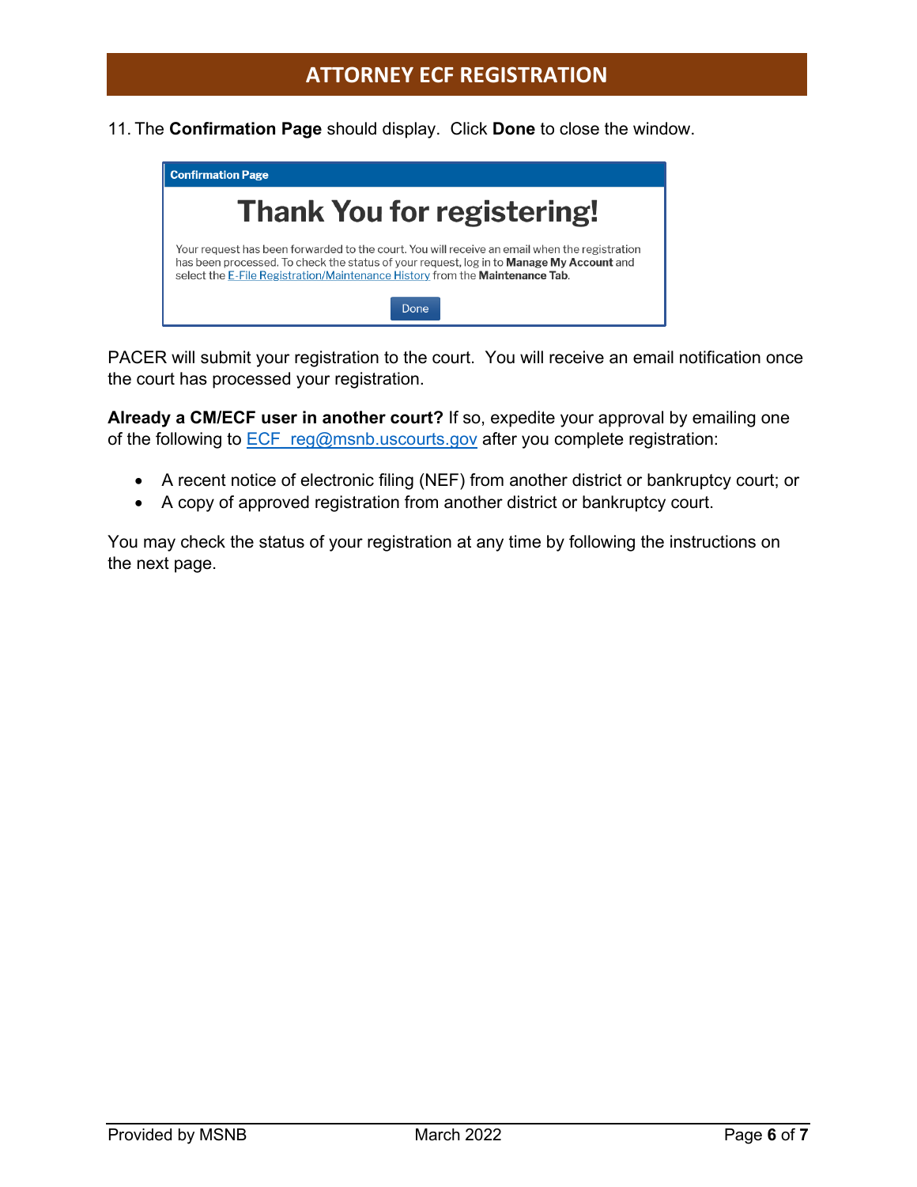# ATTORNEY ECF REGISTRATION

11. The **Confirmation Page** should display. Click **Done** to close the window.

**Confirmation Page**

## Thank You for registering!

Your request has been forwarded to the court. You will receive an email when the registration has been processed. To check the status of your request, log in to **Manage My Account** and select the E-File Registration/Maintenance History from the **Maintenance Tab**.

Done

PACER will submit your registration to the court. You will receive an email notification once the court has processed your registration.

**Already a CM/ECF user in another court?** If so, expedite your approval by emailing one of the following to ECF_reg@msnb.uscourts.gov after you complete registration:

- A recent notice of electronic filing (NEF) from another district or bankruptcy court; or
- A copy of approved registration from another district or bankruptcy court.

You may check the status of your registration at any time by following the instructions on the next page.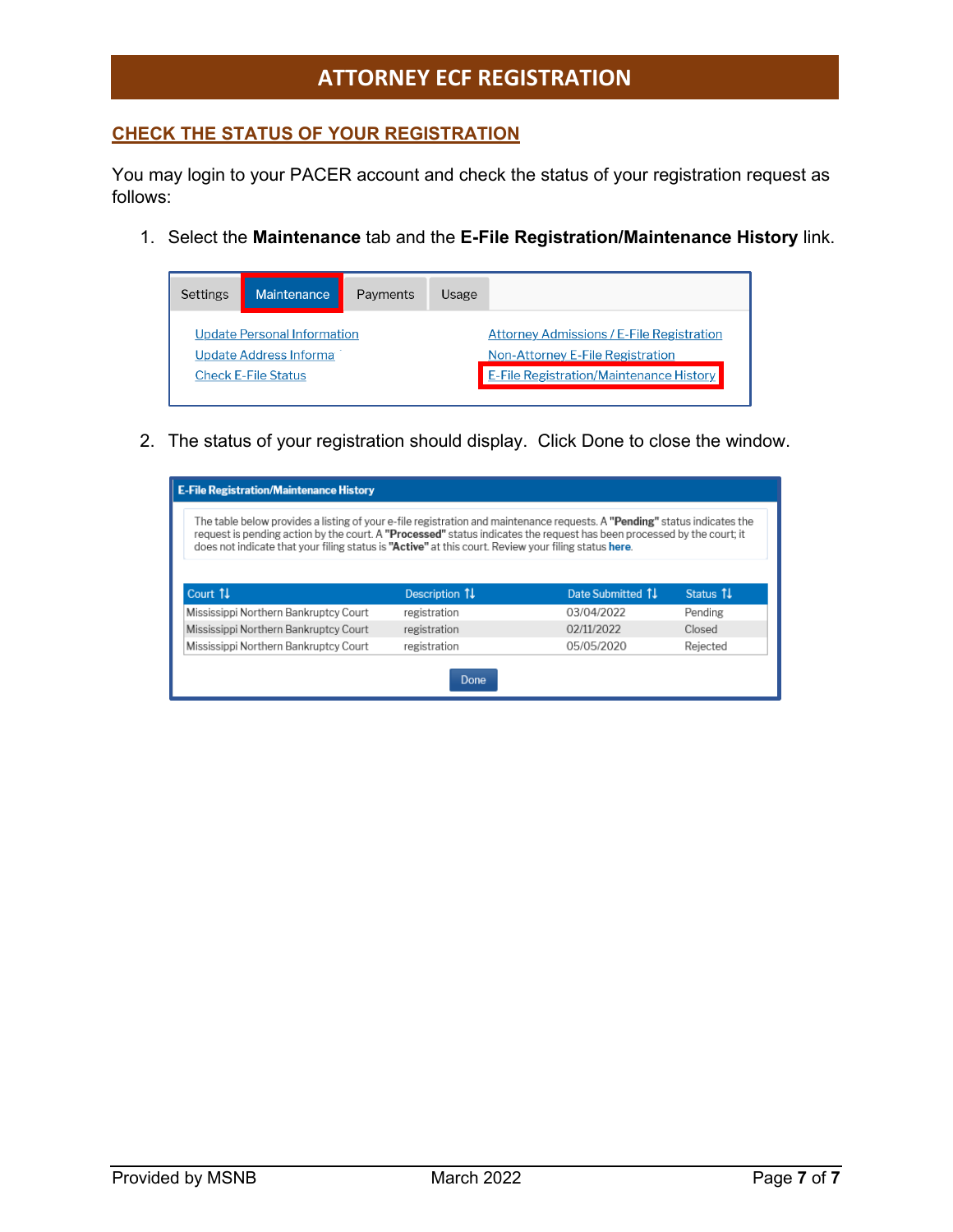# ATTORNEY ECF REGISTRATION

## CHECK THE STATUS OF YOUR REGISTRATION

You may login to your PACER account and check the status of your registration request as follows:

1. Select the **Maintenance** tab and the **E-File Registration/Maintenance History** link.

Settings | Maintenance | Payments | Usage

Update Personal Information
Update Address Information
Check E-File Status

Attorney Admissions / E-File Registration
Non-Attorney E-File Registration
E-File Registration/Maintenance History

2. The status of your registration should display. Click Done to close the window.

**E-File Registration/Maintenance History**

The table below provides a listing of your e-file registration and maintenance requests. A **"Pending"** status indicates the request is pending action by the court. A **"Processed"** status indicates the request has been processed by the court; it does not indicate that your filing status is **"Active"** at this court. Review your filing status **here**.

| Court | Description | Date Submitted | Status |
|---|---|---|---|
| Mississippi Northern Bankruptcy Court | registration | 03/04/2022 | Pending |
| Mississippi Northern Bankruptcy Court | registration | 02/11/2022 | Closed |
| Mississippi Northern Bankruptcy Court | registration | 05/05/2020 | Rejected |

Done